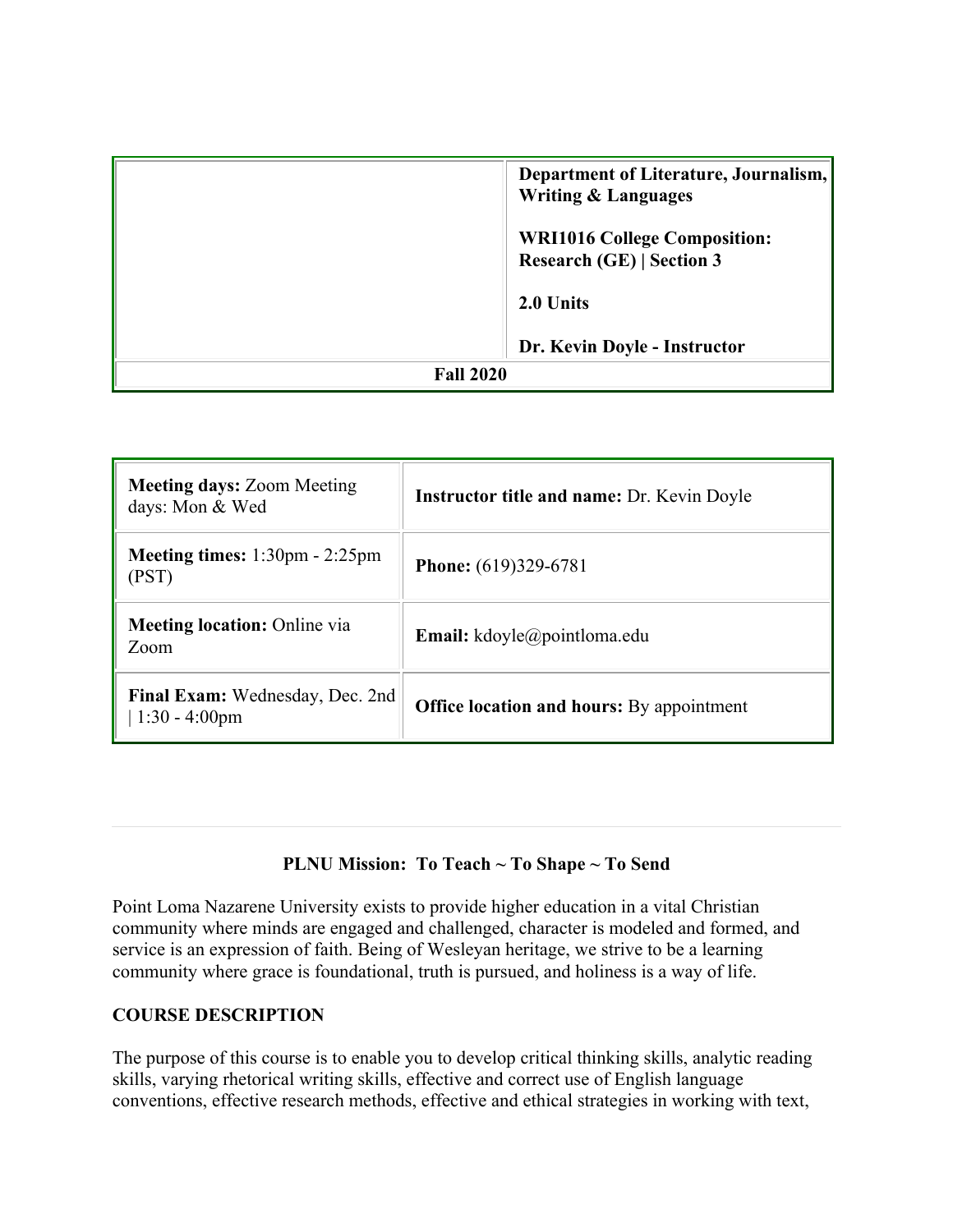| | **Department of Literature, Journalism, Writing & Languages**<br><br>**WRI1016 College Composition: Research (GE) \| Section 3**<br><br>**2.0 Units**<br><br>**Dr. Kevin Doyle - Instructor** |
|---|---|
| **Fall 2020** | |

| **Meeting days:** Zoom Meeting days: Mon & Wed | **Instructor title and name:** Dr. Kevin Doyle |
|---|---|
| **Meeting times:** 1:30pm - 2:25pm (PST) | **Phone:** (619)329-6781 |
| **Meeting location:** Online via Zoom | **Email:** kdoyle@pointloma.edu |
| **Final Exam:** Wednesday, Dec. 2nd \| 1:30 - 4:00pm | **Office location and hours:** By appointment |

---

**PLNU Mission: To Teach ~ To Shape ~ To Send**

Point Loma Nazarene University exists to provide higher education in a vital Christian community where minds are engaged and challenged, character is modeled and formed, and service is an expression of faith. Being of Wesleyan heritage, we strive to be a learning community where grace is foundational, truth is pursued, and holiness is a way of life.

**COURSE DESCRIPTION**

The purpose of this course is to enable you to develop critical thinking skills, analytic reading skills, varying rhetorical writing skills, effective and correct use of English language conventions, effective research methods, effective and ethical strategies in working with text,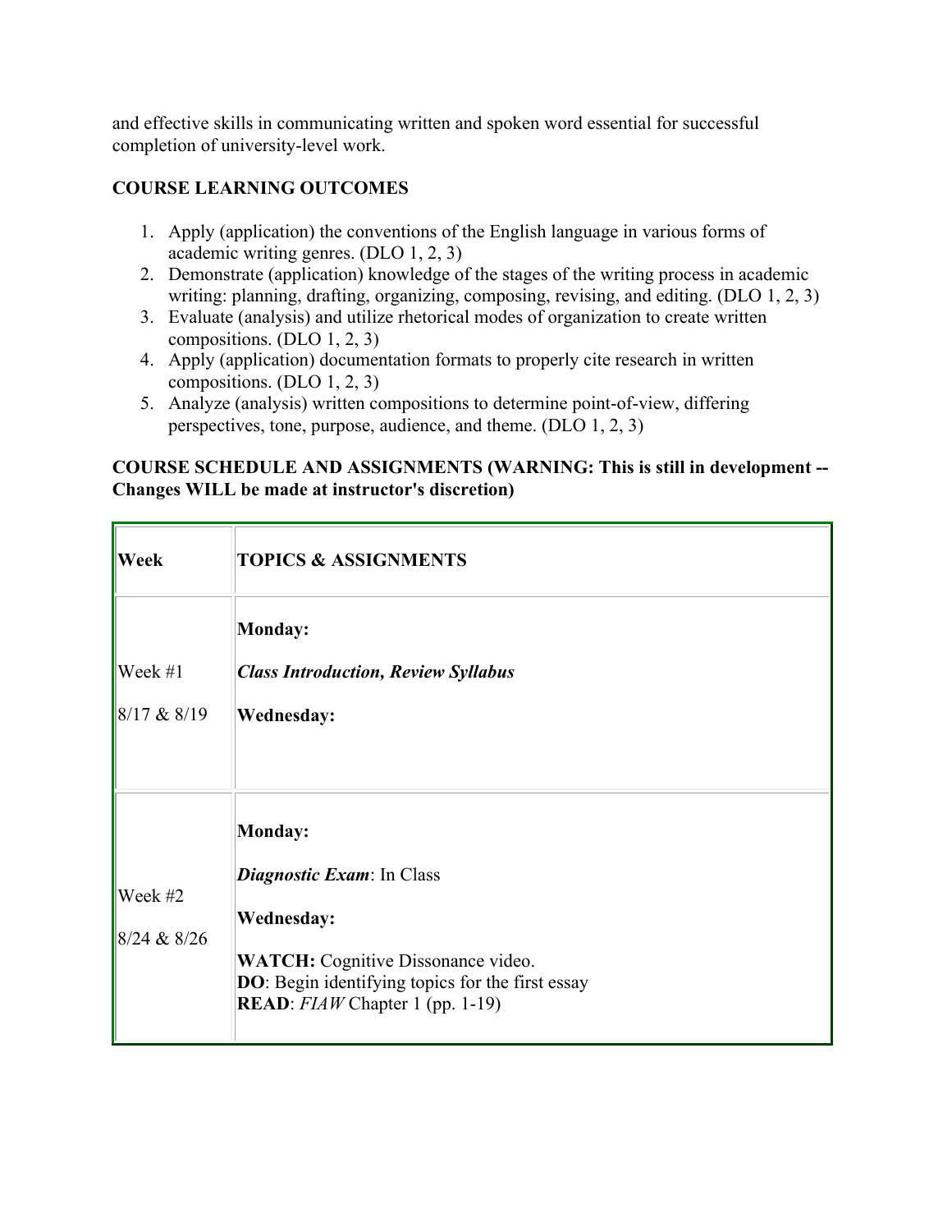and effective skills in communicating written and spoken word essential for successful completion of university-level work.

**COURSE LEARNING OUTCOMES**

1. Apply (application) the conventions of the English language in various forms of academic writing genres. (DLO 1, 2, 3)
2. Demonstrate (application) knowledge of the stages of the writing process in academic writing: planning, drafting, organizing, composing, revising, and editing. (DLO 1, 2, 3)
3. Evaluate (analysis) and utilize rhetorical modes of organization to create written compositions. (DLO 1, 2, 3)
4. Apply (application) documentation formats to properly cite research in written compositions. (DLO 1, 2, 3)
5. Analyze (analysis) written compositions to determine point-of-view, differing perspectives, tone, purpose, audience, and theme. (DLO 1, 2, 3)

**COURSE SCHEDULE AND ASSIGNMENTS (WARNING: This is still in development -- Changes WILL be made at instructor's discretion)**

| **Week** | **TOPICS & ASSIGNMENTS** |
| --- | --- |
| Week #1<br>8/17 & 8/19 | **Monday:**<br>***Class Introduction, Review Syllabus***<br>**Wednesday:** |
| Week #2<br>8/24 & 8/26 | **Monday:**<br>***Diagnostic Exam***: In Class<br>**Wednesday:**<br>**WATCH:** Cognitive Dissonance video.<br>**DO**: Begin identifying topics for the first essay<br>**READ**: *FIAW* Chapter 1 (pp. 1-19) |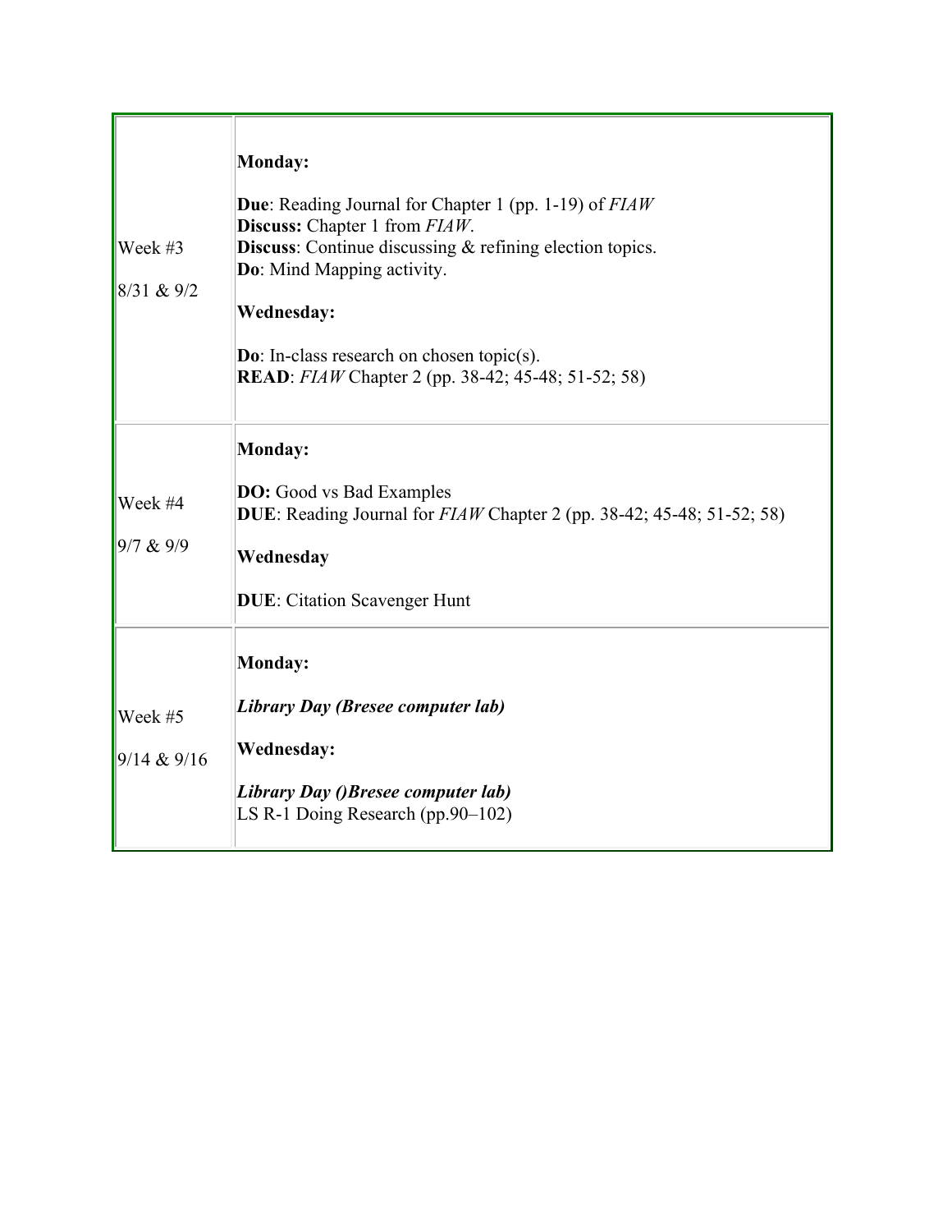| | |
|---|---|
| Week #3<br><br>8/31 & 9/2 | **Monday:**<br><br>**Due**: Reading Journal for Chapter 1 (pp. 1-19) of *FIAW*<br>**Discuss:** Chapter 1 from *FIAW*.<br>**Discuss**: Continue discussing & refining election topics.<br>**Do**: Mind Mapping activity.<br><br>**Wednesday:**<br><br>**Do**: In-class research on chosen topic(s).<br>**READ**: *FIAW* Chapter 2 (pp. 38-42; 45-48; 51-52; 58) |
| Week #4<br><br>9/7 & 9/9 | **Monday:**<br><br>**DO:** Good vs Bad Examples<br>**DUE**: Reading Journal for *FIAW* Chapter 2 (pp. 38-42; 45-48; 51-52; 58)<br><br>**Wednesday**<br><br>**DUE**: Citation Scavenger Hunt |
| Week #5<br><br>9/14 & 9/16 | **Monday:**<br><br>***Library Day (Bresee computer lab)***<br><br>**Wednesday:**<br><br>***Library Day ()Bresee computer lab)***<br>LS R-1 Doing Research (pp.90–102) |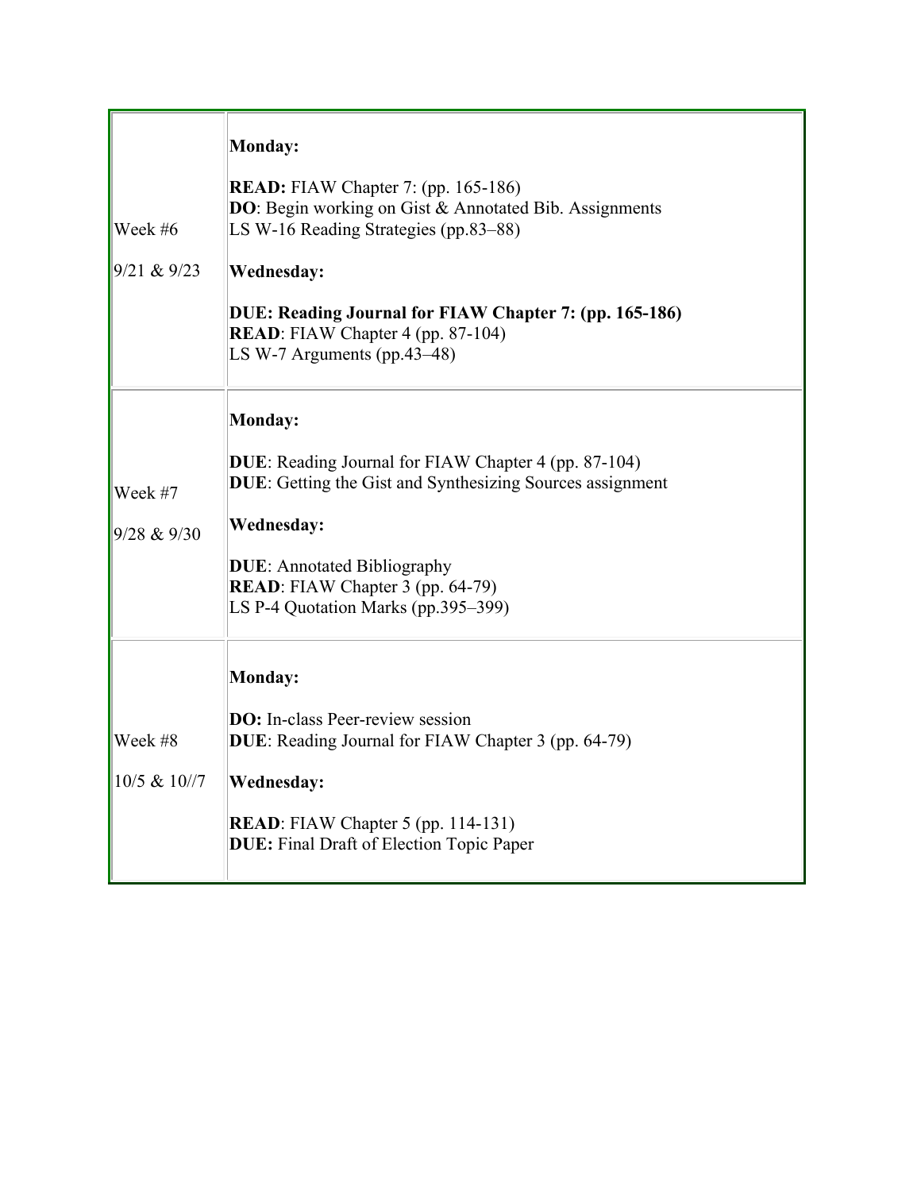| | |
|---|---|
| Week #6<br><br>9/21 & 9/23 | **Monday:**<br><br>**READ:** FIAW Chapter 7: (pp. 165-186)<br>**DO**: Begin working on Gist & Annotated Bib. Assignments<br>LS W-16 Reading Strategies (pp.83–88)<br><br>**Wednesday:**<br><br>**DUE: Reading Journal for FIAW Chapter 7: (pp. 165-186)**<br>**READ**: FIAW Chapter 4 (pp. 87-104)<br>LS W-7 Arguments (pp.43–48) |
| Week #7<br><br>9/28 & 9/30 | **Monday:**<br><br>**DUE**: Reading Journal for FIAW Chapter 4 (pp. 87-104)<br>**DUE**: Getting the Gist and Synthesizing Sources assignment<br><br>**Wednesday:**<br><br>**DUE**: Annotated Bibliography<br>**READ**: FIAW Chapter 3 (pp. 64-79)<br>LS P-4 Quotation Marks (pp.395–399) |
| Week #8<br><br>10/5 & 10//7 | **Monday:**<br><br>**DO:** In-class Peer-review session<br>**DUE**: Reading Journal for FIAW Chapter 3 (pp. 64-79)<br><br>**Wednesday:**<br><br>**READ**: FIAW Chapter 5 (pp. 114-131)<br>**DUE:** Final Draft of Election Topic Paper |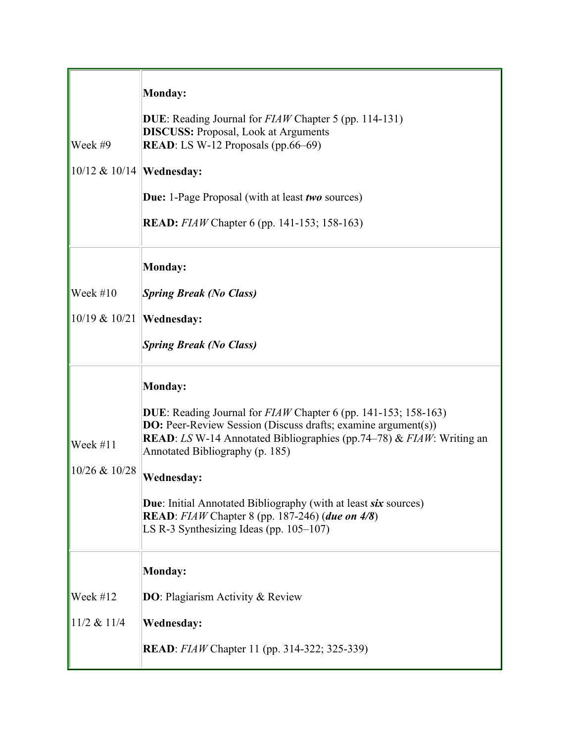| | |
|---|---|
| Week #9<br><br>10/12 & 10/14 | **Monday:**<br><br>**DUE**: Reading Journal for *FIAW* Chapter 5 (pp. 114-131)<br>**DISCUSS:** Proposal, Look at Arguments<br>**READ**: LS W-12 Proposals (pp.66–69)<br><br>**Wednesday:**<br><br>**Due:** 1-Page Proposal (with at least ***two*** sources)<br><br>**READ:** *FIAW* Chapter 6 (pp. 141-153; 158-163) |
| Week #10<br><br>10/19 & 10/21 | **Monday:**<br><br>***Spring Break (No Class)***<br><br>**Wednesday:**<br><br>***Spring Break (No Class)*** |
| Week #11<br><br>10/26 & 10/28 | **Monday:**<br><br>**DUE**: Reading Journal for *FIAW* Chapter 6 (pp. 141-153; 158-163)<br>**DO:** Peer-Review Session (Discuss drafts; examine argument(s))<br>**READ**: *LS* W-14 Annotated Bibliographies (pp.74–78) & *FIAW*: Writing an Annotated Bibliography (p. 185)<br><br>**Wednesday:**<br><br>**Due**: Initial Annotated Bibliography (with at least ***six*** sources)<br>**READ**: *FIAW* Chapter 8 (pp. 187-246) (***due on 4/8***)<br>LS R-3 Synthesizing Ideas (pp. 105–107) |
| Week #12<br><br>11/2 & 11/4 | **Monday:**<br><br>**DO**: Plagiarism Activity & Review<br><br>**Wednesday:**<br><br>**READ**: *FIAW* Chapter 11 (pp. 314-322; 325-339) |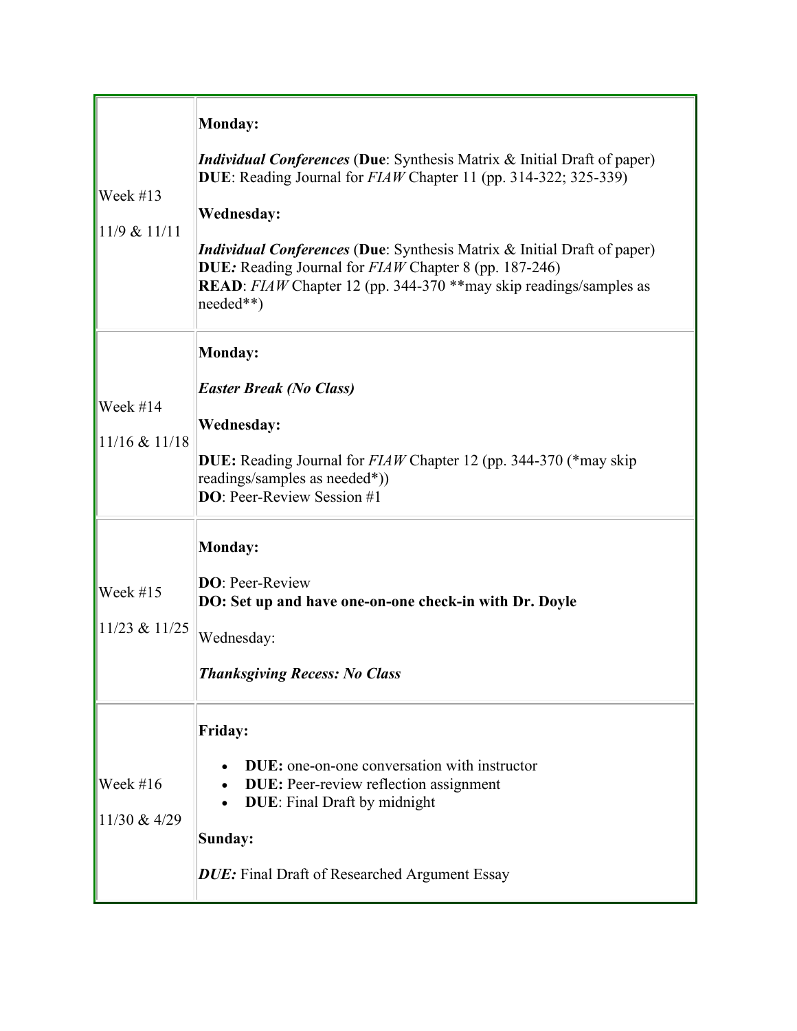| | |
|---|---|
| Week #13<br><br>11/9 & 11/11 | **Monday:**<br><br>***Individual Conferences*** (**Due**: Synthesis Matrix & Initial Draft of paper)<br>**DUE**: Reading Journal for *FIAW* Chapter 11 (pp. 314-322; 325-339)<br><br>**Wednesday:**<br><br>***Individual Conferences*** (**Due**: Synthesis Matrix & Initial Draft of paper)<br>**DUE:** Reading Journal for *FIAW* Chapter 8 (pp. 187-246)<br>**READ**: *FIAW* Chapter 12 (pp. 344-370 **may skip readings/samples as needed**) |
| Week #14<br><br>11/16 & 11/18 | **Monday:**<br><br>***Easter Break (No Class)***<br><br>**Wednesday:**<br><br>**DUE:** Reading Journal for *FIAW* Chapter 12 (pp. 344-370 (*may skip readings/samples as needed*))<br>**DO**: Peer-Review Session #1 |
| Week #15<br><br>11/23 & 11/25 | **Monday:**<br><br>**DO**: Peer-Review<br>**DO: Set up and have one-on-one check-in with Dr. Doyle**<br><br>Wednesday:<br><br>***Thanksgiving Recess: No Class*** |
| Week #16<br><br>11/30 & 4/29 | **Friday:**<br><br>• **DUE:** one-on-one conversation with instructor<br>• **DUE:** Peer-review reflection assignment<br>• **DUE**: Final Draft by midnight<br><br>**Sunday:**<br><br>***DUE:*** Final Draft of Researched Argument Essay |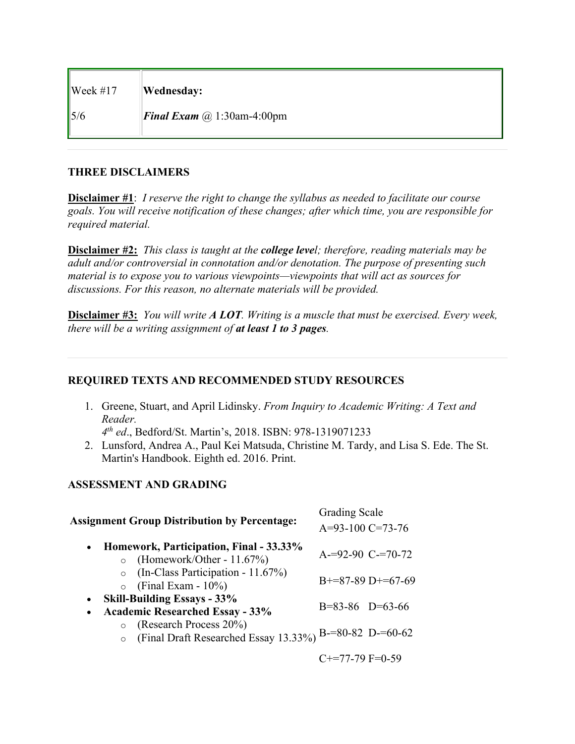| Week #17 | **Wednesday:** |
| --- | --- |
| 5/6 | ***Final Exam*** @ 1:30am-4:00pm |

---

### THREE DISCLAIMERS

**Disclaimer #1**: *I reserve the right to change the syllabus as needed to facilitate our course goals. You will receive notification of these changes; after which time, you are responsible for required material.*

**Disclaimer #2:** *This class is taught at the **college level**; therefore, reading materials may be adult and/or controversial in connotation and/or denotation. The purpose of presenting such material is to expose you to various viewpoints—viewpoints that will act as sources for discussions. For this reason, no alternate materials will be provided.*

**Disclaimer #3:** *You will write **A LOT**. Writing is a muscle that must be exercised. Every week, there will be a writing assignment of **at least 1 to 3 pages**.*

---

### REQUIRED TEXTS AND RECOMMENDED STUDY RESOURCES

1. Greene, Stuart, and April Lidinsky. *From Inquiry to Academic Writing: A Text and Reader.* *4th ed*., Bedford/St. Martin's, 2018. ISBN: 978-1319071233
2. Lunsford, Andrea A., Paul Kei Matsuda, Christine M. Tardy, and Lisa S. Ede. The St. Martin's Handbook. Eighth ed. 2016. Print.

### ASSESSMENT AND GRADING

**Assignment Group Distribution by Percentage:**

- **Homework, Participation, Final - 33.33%**
  - (Homework/Other - 11.67%)
  - (In-Class Participation - 11.67%)
  - (Final Exam - 10%)
- **Skill-Building Essays - 33%**
- **Academic Researched Essay - 33%**
  - (Research Process 20%)
  - (Final Draft Researched Essay 13.33%)

Grading Scale

| | |
| --- | --- |
| A=93-100 | C=73-76 |
| A-=92-90 | C-=70-72 |
| B+=87-89 | D+=67-69 |
| B=83-86 | D=63-66 |
| B-=80-82 | D-=60-62 |
| C+=77-79 | F=0-59 |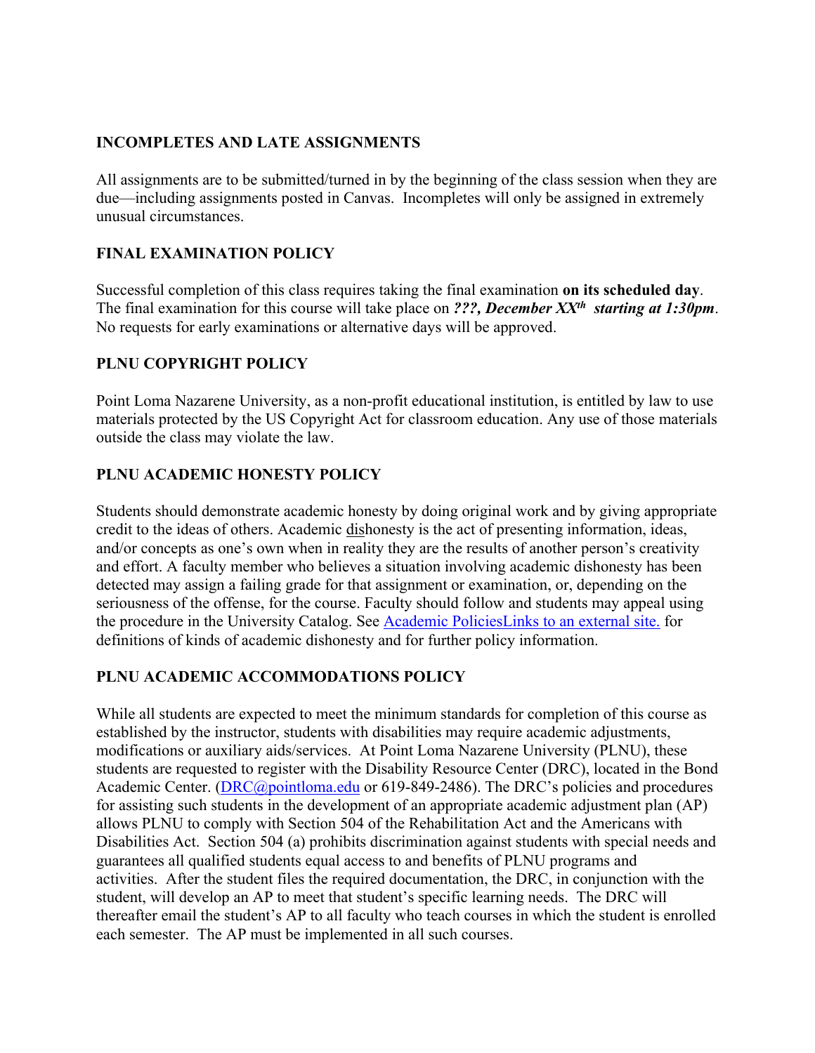## INCOMPLETES AND LATE ASSIGNMENTS

All assignments are to be submitted/turned in by the beginning of the class session when they are due—including assignments posted in Canvas. Incompletes will only be assigned in extremely unusual circumstances.

## FINAL EXAMINATION POLICY

Successful completion of this class requires taking the final examination **on its scheduled day**. The final examination for this course will take place on ***???, December XX<sup>th</sup> starting at 1:30pm***. No requests for early examinations or alternative days will be approved.

## PLNU COPYRIGHT POLICY

Point Loma Nazarene University, as a non-profit educational institution, is entitled by law to use materials protected by the US Copyright Act for classroom education. Any use of those materials outside the class may violate the law.

## PLNU ACADEMIC HONESTY POLICY

Students should demonstrate academic honesty by doing original work and by giving appropriate credit to the ideas of others. Academic dishonesty is the act of presenting information, ideas, and/or concepts as one's own when in reality they are the results of another person's creativity and effort. A faculty member who believes a situation involving academic dishonesty has been detected may assign a failing grade for that assignment or examination, or, depending on the seriousness of the offense, for the course. Faculty should follow and students may appeal using the procedure in the University Catalog. See Academic PoliciesLinks to an external site. for definitions of kinds of academic dishonesty and for further policy information.

## PLNU ACADEMIC ACCOMMODATIONS POLICY

While all students are expected to meet the minimum standards for completion of this course as established by the instructor, students with disabilities may require academic adjustments, modifications or auxiliary aids/services. At Point Loma Nazarene University (PLNU), these students are requested to register with the Disability Resource Center (DRC), located in the Bond Academic Center. (DRC@pointloma.edu or 619-849-2486). The DRC's policies and procedures for assisting such students in the development of an appropriate academic adjustment plan (AP) allows PLNU to comply with Section 504 of the Rehabilitation Act and the Americans with Disabilities Act. Section 504 (a) prohibits discrimination against students with special needs and guarantees all qualified students equal access to and benefits of PLNU programs and activities. After the student files the required documentation, the DRC, in conjunction with the student, will develop an AP to meet that student's specific learning needs. The DRC will thereafter email the student's AP to all faculty who teach courses in which the student is enrolled each semester. The AP must be implemented in all such courses.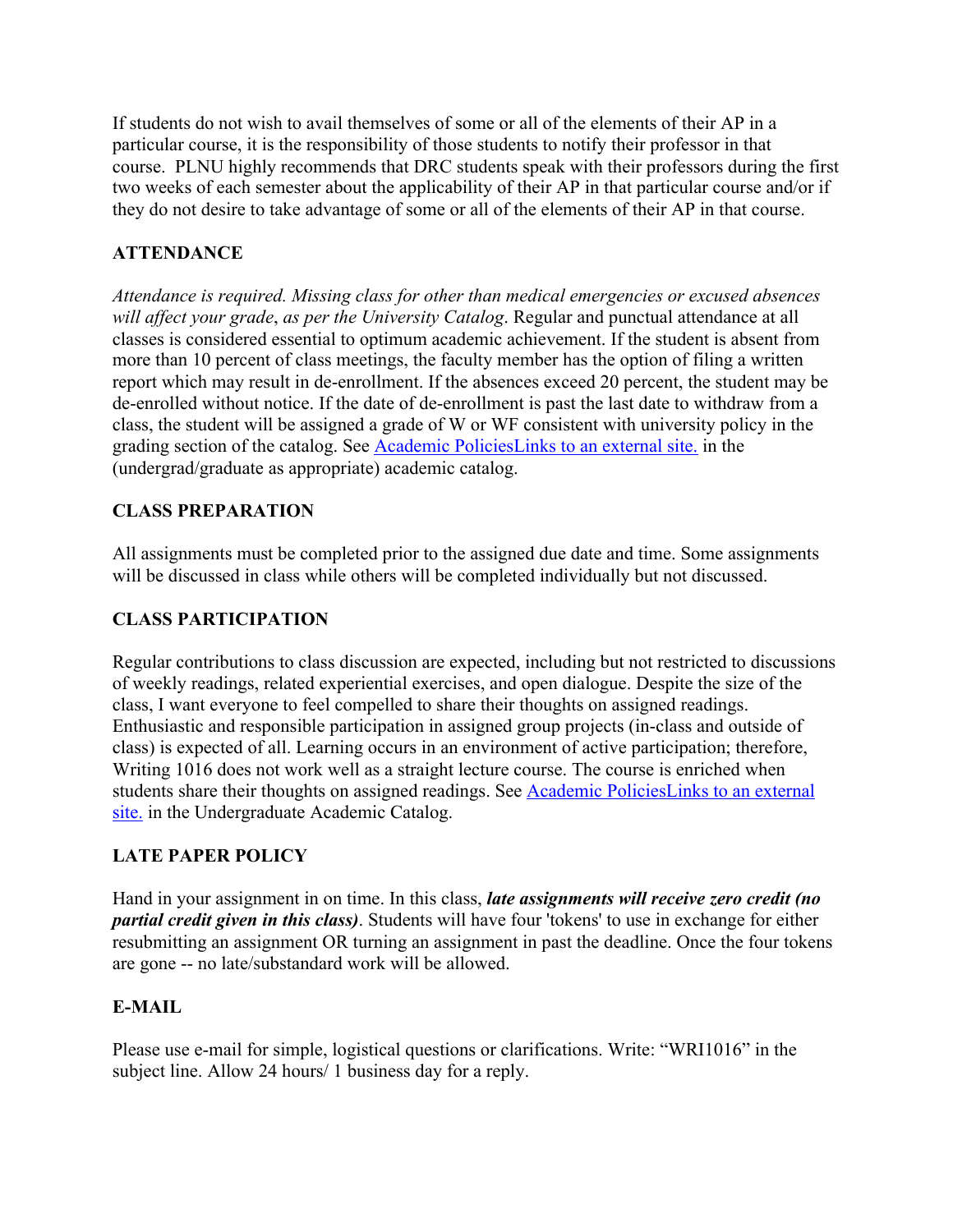If students do not wish to avail themselves of some or all of the elements of their AP in a particular course, it is the responsibility of those students to notify their professor in that course. PLNU highly recommends that DRC students speak with their professors during the first two weeks of each semester about the applicability of their AP in that particular course and/or if they do not desire to take advantage of some or all of the elements of their AP in that course.

## ATTENDANCE

*Attendance is required. Missing class for other than medical emergencies or excused absences will affect your grade*, *as per the University Catalog*. Regular and punctual attendance at all classes is considered essential to optimum academic achievement. If the student is absent from more than 10 percent of class meetings, the faculty member has the option of filing a written report which may result in de-enrollment. If the absences exceed 20 percent, the student may be de-enrolled without notice. If the date of de-enrollment is past the last date to withdraw from a class, the student will be assigned a grade of W or WF consistent with university policy in the grading section of the catalog. See Academic PoliciesLinks to an external site. in the (undergrad/graduate as appropriate) academic catalog.

## CLASS PREPARATION

All assignments must be completed prior to the assigned due date and time. Some assignments will be discussed in class while others will be completed individually but not discussed.

## CLASS PARTICIPATION

Regular contributions to class discussion are expected, including but not restricted to discussions of weekly readings, related experiential exercises, and open dialogue. Despite the size of the class, I want everyone to feel compelled to share their thoughts on assigned readings. Enthusiastic and responsible participation in assigned group projects (in-class and outside of class) is expected of all. Learning occurs in an environment of active participation; therefore, Writing 1016 does not work well as a straight lecture course. The course is enriched when students share their thoughts on assigned readings. See Academic PoliciesLinks to an external site. in the Undergraduate Academic Catalog.

## LATE PAPER POLICY

Hand in your assignment in on time. In this class, ***late assignments will receive zero credit (no partial credit given in this class)***. Students will have four 'tokens' to use in exchange for either resubmitting an assignment OR turning an assignment in past the deadline. Once the four tokens are gone -- no late/substandard work will be allowed.

## E-MAIL

Please use e-mail for simple, logistical questions or clarifications. Write: "WRI1016" in the subject line. Allow 24 hours/ 1 business day for a reply.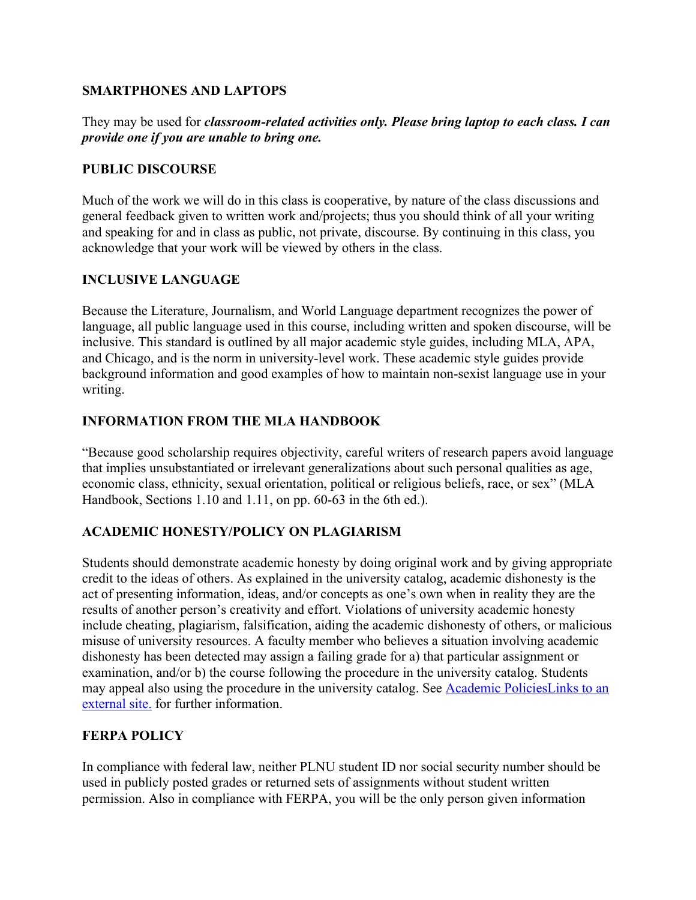## SMARTPHONES AND LAPTOPS

They may be used for ***classroom-related activities only. Please bring laptop to each class. I can provide one if you are unable to bring one.***

## PUBLIC DISCOURSE

Much of the work we will do in this class is cooperative, by nature of the class discussions and general feedback given to written work and/projects; thus you should think of all your writing and speaking for and in class as public, not private, discourse. By continuing in this class, you acknowledge that your work will be viewed by others in the class.

## INCLUSIVE LANGUAGE

Because the Literature, Journalism, and World Language department recognizes the power of language, all public language used in this course, including written and spoken discourse, will be inclusive. This standard is outlined by all major academic style guides, including MLA, APA, and Chicago, and is the norm in university-level work. These academic style guides provide background information and good examples of how to maintain non-sexist language use in your writing.

## INFORMATION FROM THE MLA HANDBOOK

"Because good scholarship requires objectivity, careful writers of research papers avoid language that implies unsubstantiated or irrelevant generalizations about such personal qualities as age, economic class, ethnicity, sexual orientation, political or religious beliefs, race, or sex" (MLA Handbook, Sections 1.10 and 1.11, on pp. 60-63 in the 6th ed.).

## ACADEMIC HONESTY/POLICY ON PLAGIARISM

Students should demonstrate academic honesty by doing original work and by giving appropriate credit to the ideas of others. As explained in the university catalog, academic dishonesty is the act of presenting information, ideas, and/or concepts as one's own when in reality they are the results of another person's creativity and effort. Violations of university academic honesty include cheating, plagiarism, falsification, aiding the academic dishonesty of others, or malicious misuse of university resources. A faculty member who believes a situation involving academic dishonesty has been detected may assign a failing grade for a) that particular assignment or examination, and/or b) the course following the procedure in the university catalog. Students may appeal also using the procedure in the university catalog. See Academic PoliciesLinks to an external site. for further information.

## FERPA POLICY

In compliance with federal law, neither PLNU student ID nor social security number should be used in publicly posted grades or returned sets of assignments without student written permission. Also in compliance with FERPA, you will be the only person given information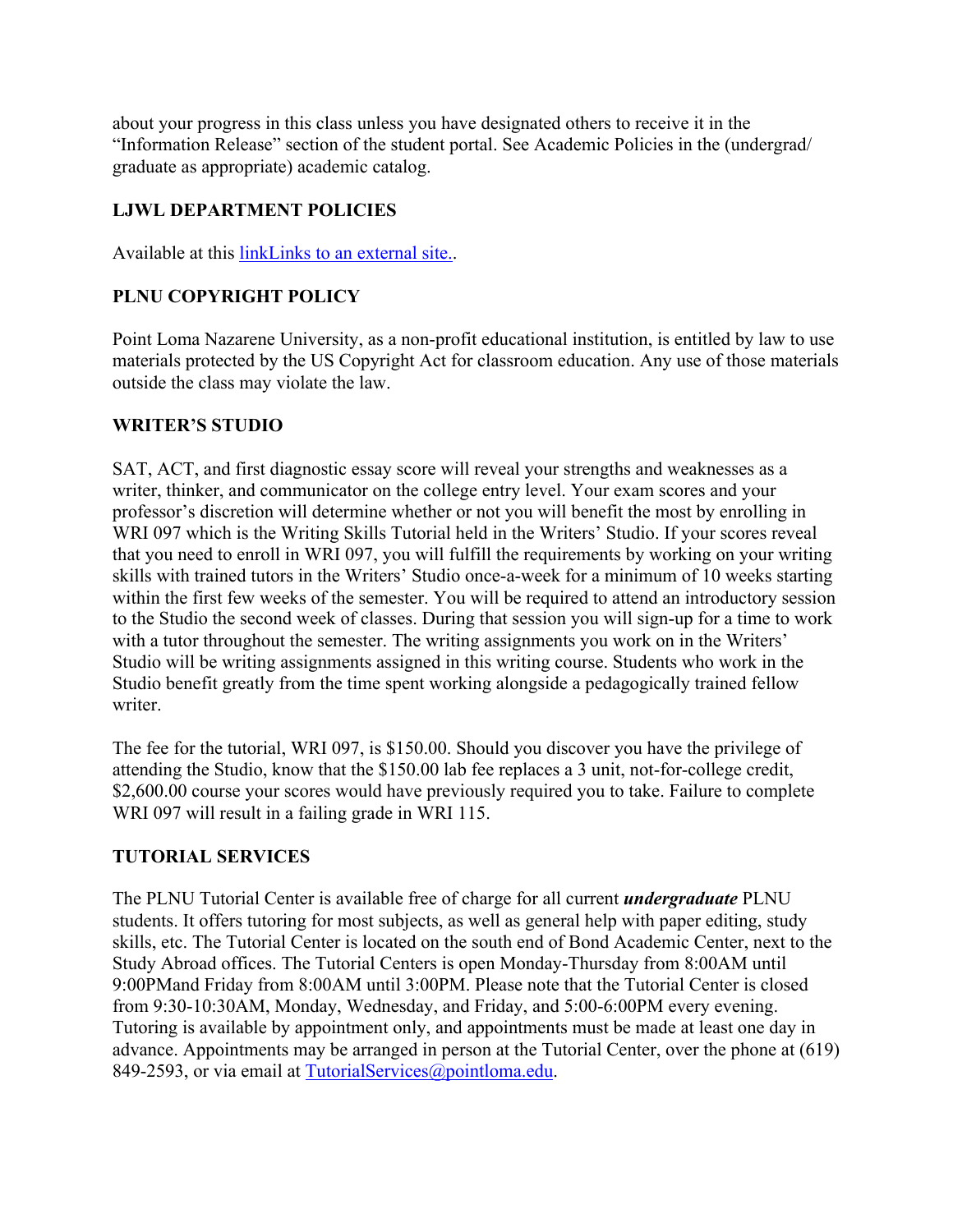about your progress in this class unless you have designated others to receive it in the "Information Release" section of the student portal. See Academic Policies in the (undergrad/ graduate as appropriate) academic catalog.

## LJWL DEPARTMENT POLICIES

Available at this linkLinks to an external site..

## PLNU COPYRIGHT POLICY

Point Loma Nazarene University, as a non-profit educational institution, is entitled by law to use materials protected by the US Copyright Act for classroom education. Any use of those materials outside the class may violate the law.

## WRITER'S STUDIO

SAT, ACT, and first diagnostic essay score will reveal your strengths and weaknesses as a writer, thinker, and communicator on the college entry level. Your exam scores and your professor's discretion will determine whether or not you will benefit the most by enrolling in WRI 097 which is the Writing Skills Tutorial held in the Writers' Studio. If your scores reveal that you need to enroll in WRI 097, you will fulfill the requirements by working on your writing skills with trained tutors in the Writers' Studio once-a-week for a minimum of 10 weeks starting within the first few weeks of the semester. You will be required to attend an introductory session to the Studio the second week of classes. During that session you will sign-up for a time to work with a tutor throughout the semester. The writing assignments you work on in the Writers' Studio will be writing assignments assigned in this writing course. Students who work in the Studio benefit greatly from the time spent working alongside a pedagogically trained fellow writer.

The fee for the tutorial, WRI 097, is $150.00. Should you discover you have the privilege of attending the Studio, know that the $150.00 lab fee replaces a 3 unit, not-for-college credit, $2,600.00 course your scores would have previously required you to take. Failure to complete WRI 097 will result in a failing grade in WRI 115.

## TUTORIAL SERVICES

The PLNU Tutorial Center is available free of charge for all current ***undergraduate*** PLNU students. It offers tutoring for most subjects, as well as general help with paper editing, study skills, etc. The Tutorial Center is located on the south end of Bond Academic Center, next to the Study Abroad offices. The Tutorial Centers is open Monday-Thursday from 8:00AM until 9:00PMand Friday from 8:00AM until 3:00PM. Please note that the Tutorial Center is closed from 9:30-10:30AM, Monday, Wednesday, and Friday, and 5:00-6:00PM every evening. Tutoring is available by appointment only, and appointments must be made at least one day in advance. Appointments may be arranged in person at the Tutorial Center, over the phone at (619) 849-2593, or via email at TutorialServices@pointloma.edu.